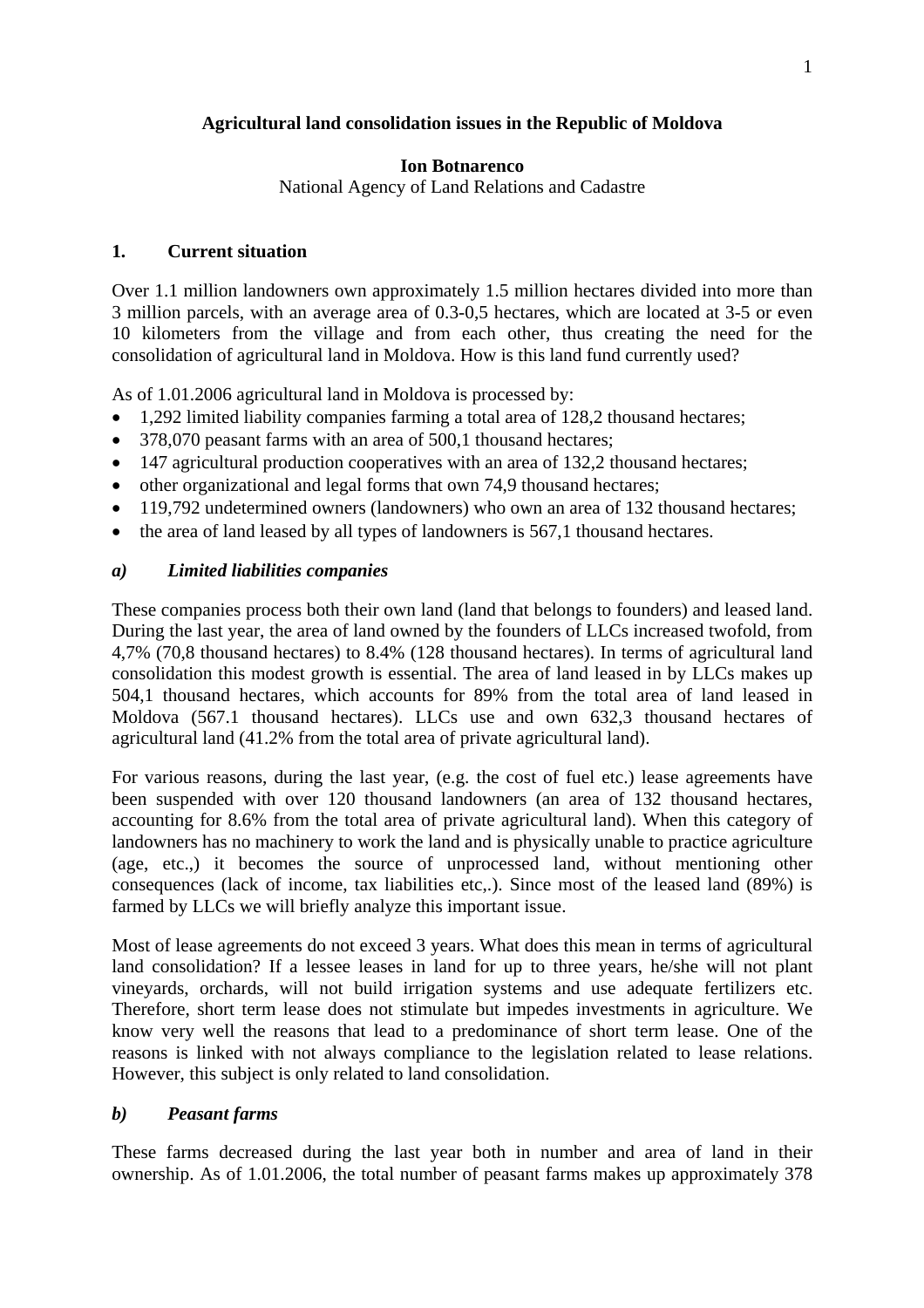# Agricultural land consolidation issues in the Republic of Moldova

**Ion Botnarenco**
National Agency of Land Relations and Cadastre

## 1. Current situation

Over 1.1 million landowners own approximately 1.5 million hectares divided into more than 3 million parcels, with an average area of 0.3-0,5 hectares, which are located at 3-5 or even 10 kilometers from the village and from each other, thus creating the need for the consolidation of agricultural land in Moldova. How is this land fund currently used?

As of 1.01.2006 agricultural land in Moldova is processed by:

- 1,292 limited liability companies farming a total area of 128,2 thousand hectares;
- 378,070 peasant farms with an area of 500,1 thousand hectares;
- 147 agricultural production cooperatives with an area of 132,2 thousand hectares;
- other organizational and legal forms that own 74,9 thousand hectares;
- 119,792 undetermined owners (landowners) who own an area of 132 thousand hectares;
- the area of land leased by all types of landowners is 567,1 thousand hectares.

### *a) Limited liabilities companies*

These companies process both their own land (land that belongs to founders) and leased land. During the last year, the area of land owned by the founders of LLCs increased twofold, from 4,7% (70,8 thousand hectares) to 8.4% (128 thousand hectares). In terms of agricultural land consolidation this modest growth is essential. The area of land leased in by LLCs makes up 504,1 thousand hectares, which accounts for 89% from the total area of land leased in Moldova (567.1 thousand hectares). LLCs use and own 632,3 thousand hectares of agricultural land (41.2% from the total area of private agricultural land).

For various reasons, during the last year, (e.g. the cost of fuel etc.) lease agreements have been suspended with over 120 thousand landowners (an area of 132 thousand hectares, accounting for 8.6% from the total area of private agricultural land). When this category of landowners has no machinery to work the land and is physically unable to practice agriculture (age, etc.,) it becomes the source of unprocessed land, without mentioning other consequences (lack of income, tax liabilities etc,.). Since most of the leased land (89%) is farmed by LLCs we will briefly analyze this important issue.

Most of lease agreements do not exceed 3 years. What does this mean in terms of agricultural land consolidation? If a lessee leases in land for up to three years, he/she will not plant vineyards, orchards, will not build irrigation systems and use adequate fertilizers etc. Therefore, short term lease does not stimulate but impedes investments in agriculture. We know very well the reasons that lead to a predominance of short term lease. One of the reasons is linked with not always compliance to the legislation related to lease relations. However, this subject is only related to land consolidation.

### *b) Peasant farms*

These farms decreased during the last year both in number and area of land in their ownership. As of 1.01.2006, the total number of peasant farms makes up approximately 378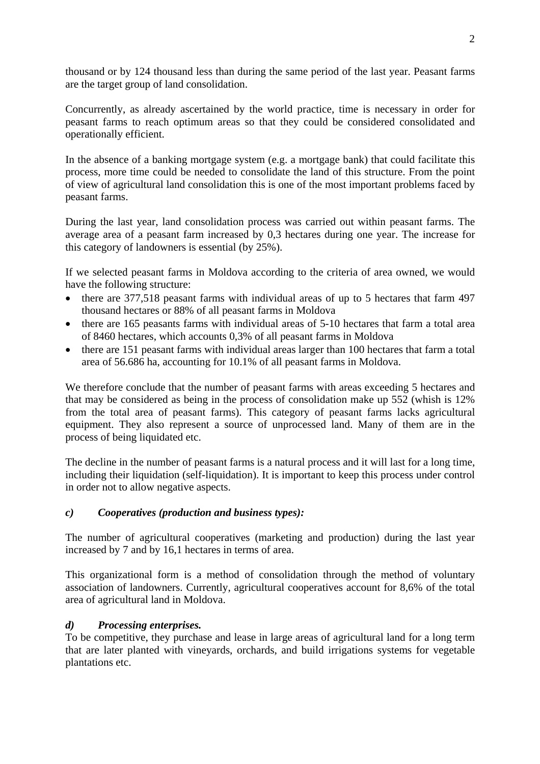thousand or by 124 thousand less than during the same period of the last year. Peasant farms are the target group of land consolidation.

Concurrently, as already ascertained by the world practice, time is necessary in order for peasant farms to reach optimum areas so that they could be considered consolidated and operationally efficient.

In the absence of a banking mortgage system (e.g. a mortgage bank) that could facilitate this process, more time could be needed to consolidate the land of this structure. From the point of view of agricultural land consolidation this is one of the most important problems faced by peasant farms.

During the last year, land consolidation process was carried out within peasant farms. The average area of a peasant farm increased by 0,3 hectares during one year. The increase for this category of landowners is essential (by 25%).

If we selected peasant farms in Moldova according to the criteria of area owned, we would have the following structure:

- there are 377,518 peasant farms with individual areas of up to 5 hectares that farm 497 thousand hectares or 88% of all peasant farms in Moldova
- there are 165 peasants farms with individual areas of 5-10 hectares that farm a total area of 8460 hectares, which accounts 0,3% of all peasant farms in Moldova
- there are 151 peasant farms with individual areas larger than 100 hectares that farm a total area of 56.686 ha, accounting for 10.1% of all peasant farms in Moldova.

We therefore conclude that the number of peasant farms with areas exceeding 5 hectares and that may be considered as being in the process of consolidation make up 552 (whish is 12% from the total area of peasant farms). This category of peasant farms lacks agricultural equipment. They also represent a source of unprocessed land. Many of them are in the process of being liquidated etc.

The decline in the number of peasant farms is a natural process and it will last for a long time, including their liquidation (self-liquidation). It is important to keep this process under control in order not to allow negative aspects.

### *c) Cooperatives (production and business types):*

The number of agricultural cooperatives (marketing and production) during the last year increased by 7 and by 16,1 hectares in terms of area.

This organizational form is a method of consolidation through the method of voluntary association of landowners. Currently, agricultural cooperatives account for 8,6% of the total area of agricultural land in Moldova.

### *d) Processing enterprises.*

To be competitive, they purchase and lease in large areas of agricultural land for a long term that are later planted with vineyards, orchards, and build irrigations systems for vegetable plantations etc.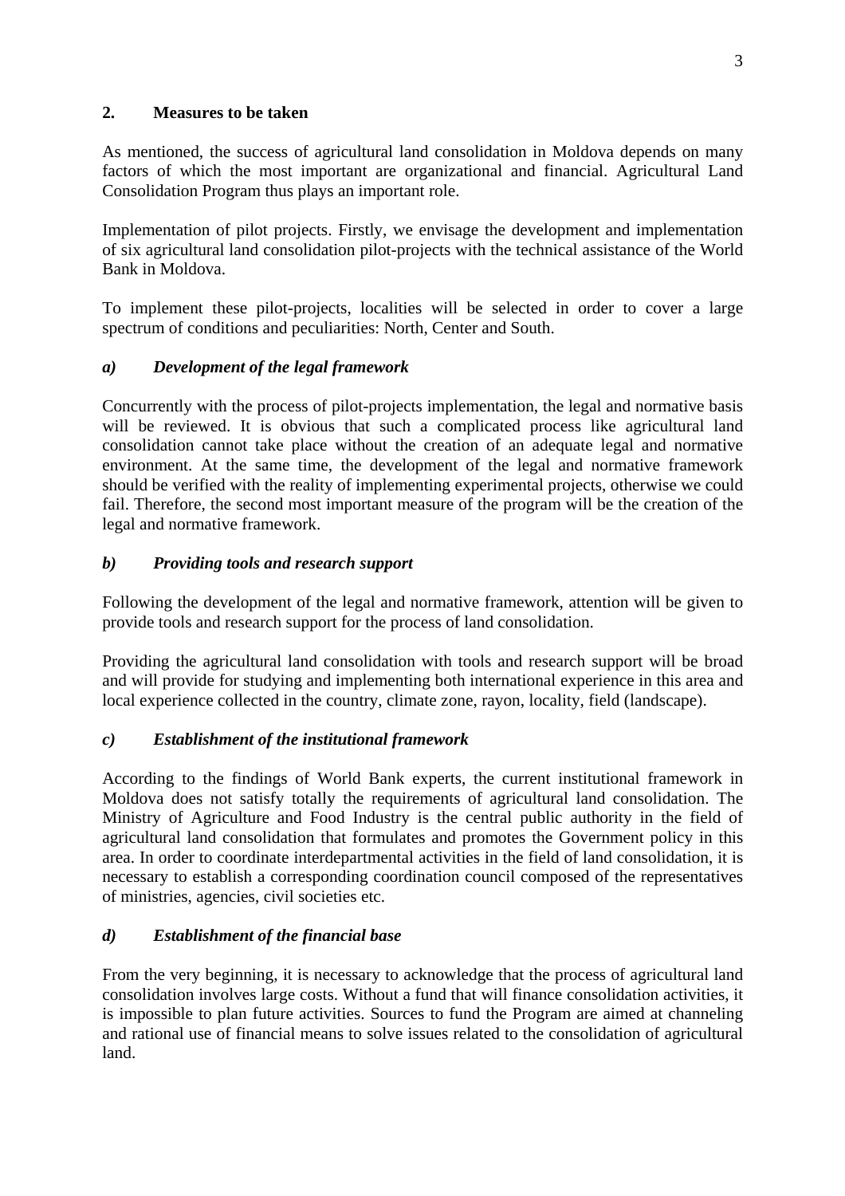## 2. Measures to be taken

As mentioned, the success of agricultural land consolidation in Moldova depends on many factors of which the most important are organizational and financial. Agricultural Land Consolidation Program thus plays an important role.

Implementation of pilot projects. Firstly, we envisage the development and implementation of six agricultural land consolidation pilot-projects with the technical assistance of the World Bank in Moldova.

To implement these pilot-projects, localities will be selected in order to cover a large spectrum of conditions and peculiarities: North, Center and South.

### *a) Development of the legal framework*

Concurrently with the process of pilot-projects implementation, the legal and normative basis will be reviewed. It is obvious that such a complicated process like agricultural land consolidation cannot take place without the creation of an adequate legal and normative environment. At the same time, the development of the legal and normative framework should be verified with the reality of implementing experimental projects, otherwise we could fail. Therefore, the second most important measure of the program will be the creation of the legal and normative framework.

### *b) Providing tools and research support*

Following the development of the legal and normative framework, attention will be given to provide tools and research support for the process of land consolidation.

Providing the agricultural land consolidation with tools and research support will be broad and will provide for studying and implementing both international experience in this area and local experience collected in the country, climate zone, rayon, locality, field (landscape).

### *c) Establishment of the institutional framework*

According to the findings of World Bank experts, the current institutional framework in Moldova does not satisfy totally the requirements of agricultural land consolidation. The Ministry of Agriculture and Food Industry is the central public authority in the field of agricultural land consolidation that formulates and promotes the Government policy in this area. In order to coordinate interdepartmental activities in the field of land consolidation, it is necessary to establish a corresponding coordination council composed of the representatives of ministries, agencies, civil societies etc.

### *d) Establishment of the financial base*

From the very beginning, it is necessary to acknowledge that the process of agricultural land consolidation involves large costs. Without a fund that will finance consolidation activities, it is impossible to plan future activities. Sources to fund the Program are aimed at channeling and rational use of financial means to solve issues related to the consolidation of agricultural land.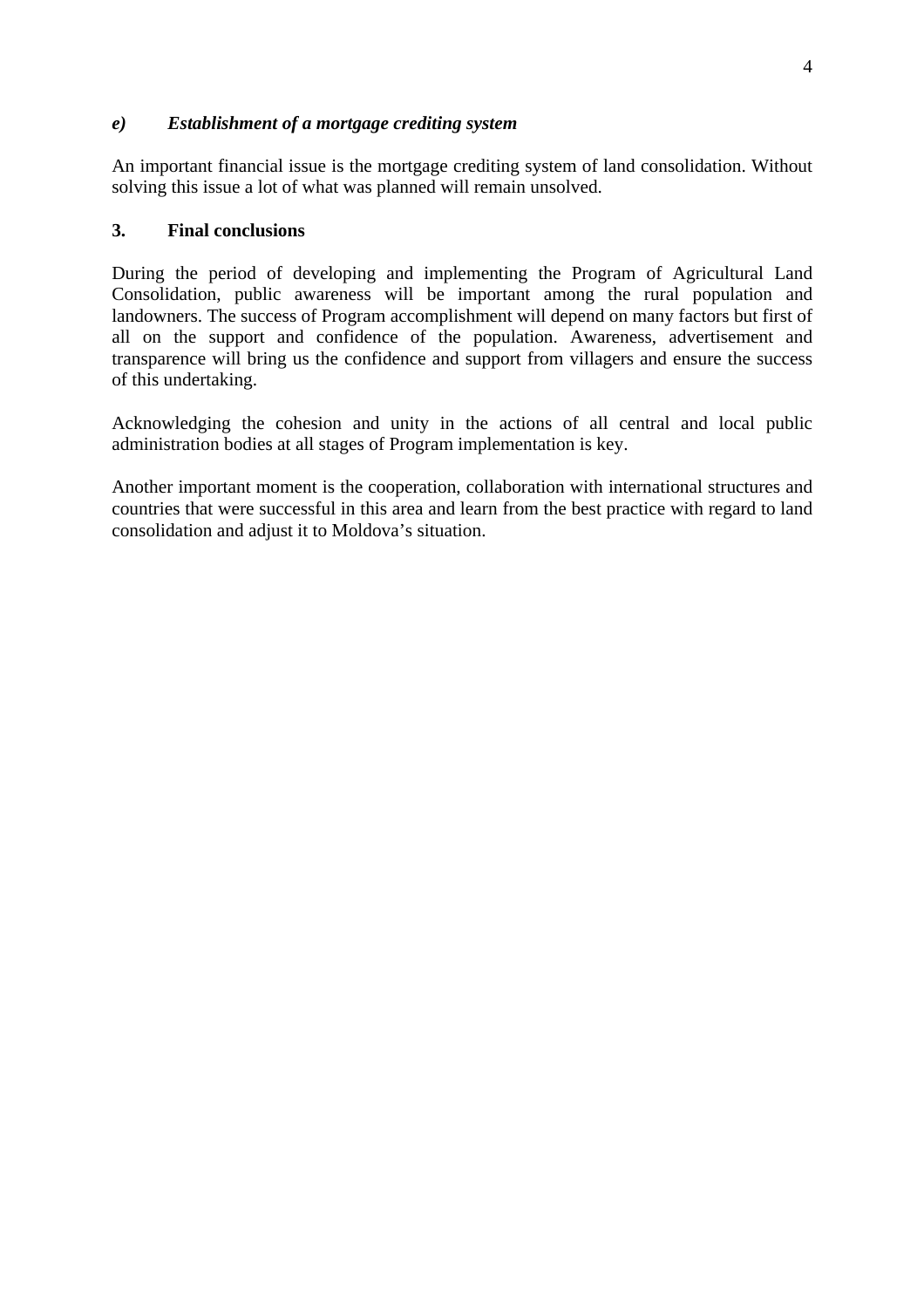### *e) Establishment of a mortgage crediting system*

An important financial issue is the mortgage crediting system of land consolidation. Without solving this issue a lot of what was planned will remain unsolved.

## 3. Final conclusions

During the period of developing and implementing the Program of Agricultural Land Consolidation, public awareness will be important among the rural population and landowners. The success of Program accomplishment will depend on many factors but first of all on the support and confidence of the population. Awareness, advertisement and transparence will bring us the confidence and support from villagers and ensure the success of this undertaking.

Acknowledging the cohesion and unity in the actions of all central and local public administration bodies at all stages of Program implementation is key.

Another important moment is the cooperation, collaboration with international structures and countries that were successful in this area and learn from the best practice with regard to land consolidation and adjust it to Moldova's situation.